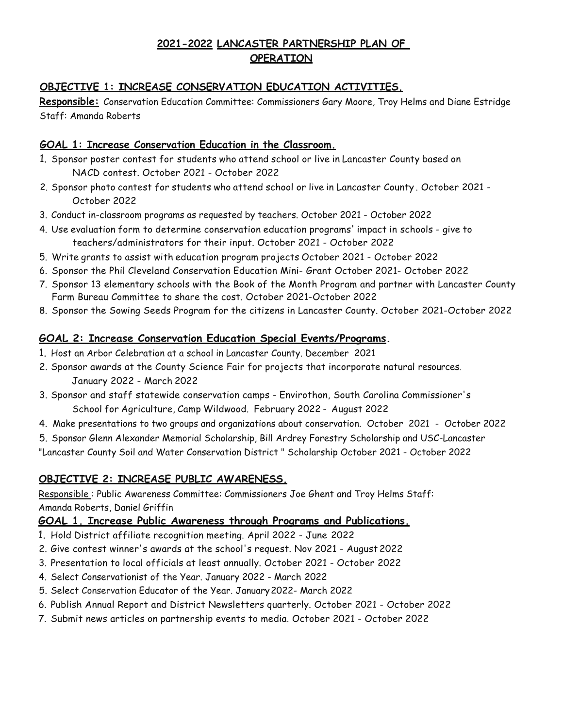# 2021-2022 LANCASTER PARTNERSHIP PLAN OF OPERATION

## OBJECTIVE 1: INCREASE CONSERVATION EDUCATION ACTIVITIES.

**Responsible:** Conservation Education Committee: Commissioners Gary Moore, Troy Helms and Diane Estridge
Staff: Amanda Roberts

### GOAL 1: Increase Conservation Education in the Classroom.

1. Sponsor poster contest for students who attend school or live in Lancaster County based on NACD contest. October 2021 - October 2022
2. Sponsor photo contest for students who attend school or live in Lancaster County . October 2021 - October 2022
3. Conduct in-classroom programs as requested by teachers. October 2021 - October 2022
4. Use evaluation form to determine conservation education programs' impact in schools - give to teachers/administrators for their input. October 2021 - October 2022
5. Write grants to assist with education program projects October 2021 - October 2022
6. Sponsor the Phil Cleveland Conservation Education Mini- Grant October 2021- October 2022
7. Sponsor 13 elementary schools with the Book of the Month Program and partner with Lancaster County Farm Bureau Committee to share the cost. October 2021-October 2022
8. Sponsor the Sowing Seeds Program for the citizens in Lancaster County. October 2021-October 2022

### GOAL 2: Increase Conservation Education Special Events/Programs.

1. Host an Arbor Celebration at a school in Lancaster County. December 2021
2. Sponsor awards at the County Science Fair for projects that incorporate natural resources. January 2022 - March 2022
3. Sponsor and staff statewide conservation camps - Envirothon, South Carolina Commissioner's School for Agriculture, Camp Wildwood. February 2022 - August 2022
4. Make presentations to two groups and organizations about conservation. October 2021 - October 2022
5. Sponsor Glenn Alexander Memorial Scholarship, Bill Ardrey Forestry Scholarship and USC-Lancaster "Lancaster County Soil and Water Conservation District " Scholarship October 2021 - October 2022

## OBJECTIVE 2: INCREASE PUBLIC AWARENESS.

Responsible : Public Awareness Committee: Commissioners Joe Ghent and Troy Helms Staff: Amanda Roberts, Daniel Griffin

### GOAL 1. Increase Public Awareness through Programs and Publications.

1. Hold District affiliate recognition meeting. April 2022 - June 2022
2. Give contest winner's awards at the school's request. Nov 2021 - August 2022
3. Presentation to local officials at least annually. October 2021 - October 2022
4. Select Conservationist of the Year. January 2022 - March 2022
5. Select Conservation Educator of the Year. January 2022- March 2022
6. Publish Annual Report and District Newsletters quarterly. October 2021 - October 2022
7. Submit news articles on partnership events to media. October 2021 - October 2022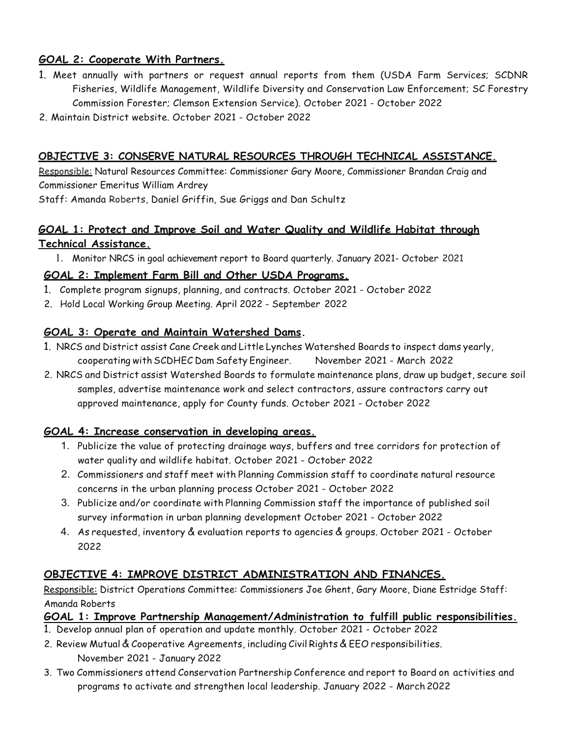## GOAL 2: Cooperate With Partners.

1. Meet annually with partners or request annual reports from them (USDA Farm Services; SCDNR Fisheries, Wildlife Management, Wildlife Diversity and Conservation Law Enforcement; SC Forestry Commission Forester; Clemson Extension Service). October 2021 - October 2022
2. Maintain District website. October 2021 - October 2022

## OBJECTIVE 3: CONSERVE NATURAL RESOURCES THROUGH TECHNICAL ASSISTANCE.

Responsible: Natural Resources Committee: Commissioner Gary Moore, Commissioner Brandan Craig and Commissioner Emeritus William Ardrey

Staff: Amanda Roberts, Daniel Griffin, Sue Griggs and Dan Schultz

### GOAL 1: Protect and Improve Soil and Water Quality and Wildlife Habitat through Technical Assistance.

1. Monitor NRCS in goal achievement report to Board quarterly. January 2021- October 2021

### GOAL 2: Implement Farm Bill and Other USDA Programs.

1. Complete program signups, planning, and contracts. October 2021 - October 2022
2. Hold Local Working Group Meeting. April 2022 - September 2022

### GOAL 3: Operate and Maintain Watershed Dams.

1. NRCS and District assist Cane Creek and Little Lynches Watershed Boards to inspect dams yearly, cooperating with SCDHEC Dam Safety Engineer. November 2021 - March 2022
2. NRCS and District assist Watershed Boards to formulate maintenance plans, draw up budget, secure soil samples, advertise maintenance work and select contractors, assure contractors carry out approved maintenance, apply for County funds. October 2021 - October 2022

### GOAL 4: Increase conservation in developing areas.

1. Publicize the value of protecting drainage ways, buffers and tree corridors for protection of water quality and wildlife habitat. October 2021 - October 2022
2. Commissioners and staff meet with Planning Commission staff to coordinate natural resource concerns in the urban planning process October 2021 - October 2022
3. Publicize and/or coordinate with Planning Commission staff the importance of published soil survey information in urban planning development October 2021 - October 2022
4. As requested, inventory & evaluation reports to agencies & groups. October 2021 - October 2022

## OBJECTIVE 4: IMPROVE DISTRICT ADMINISTRATION AND FINANCES.

Responsible: District Operations Committee: Commissioners Joe Ghent, Gary Moore, Diane Estridge Staff: Amanda Roberts

### GOAL 1: Improve Partnership Management/Administration to fulfill public responsibilities.

1. Develop annual plan of operation and update monthly. October 2021 - October 2022
2. Review Mutual & Cooperative Agreements, including Civil Rights & EEO responsibilities. November 2021 - January 2022
3. Two Commissioners attend Conservation Partnership Conference and report to Board on activities and programs to activate and strengthen local leadership. January 2022 - March 2022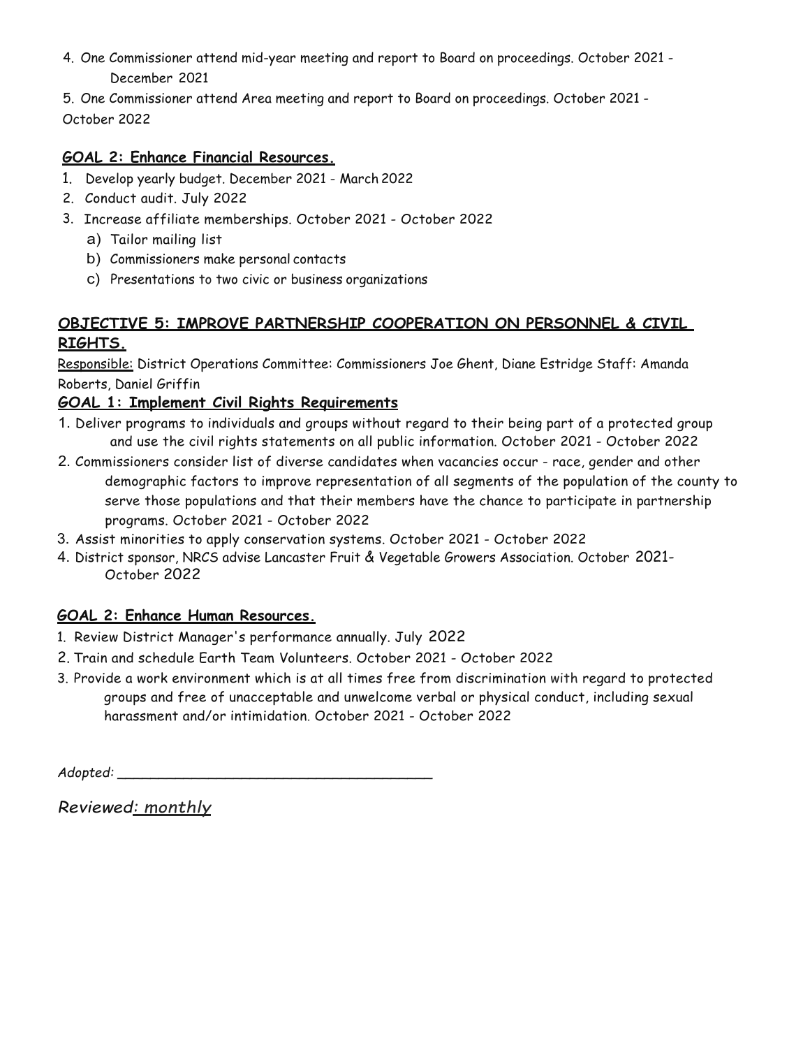4. One Commissioner attend mid-year meeting and report to Board on proceedings. October 2021 - December 2021
5. One Commissioner attend Area meeting and report to Board on proceedings. October 2021 - October 2022

### GOAL 2: Enhance Financial Resources.

1. Develop yearly budget. December 2021 - March 2022
2. Conduct audit. July 2022
3. Increase affiliate memberships. October 2021 - October 2022
   a) Tailor mailing list
   b) Commissioners make personal contacts
   c) Presentations to two civic or business organizations

## OBJECTIVE 5: IMPROVE PARTNERSHIP COOPERATION ON PERSONNEL & CIVIL RIGHTS.

Responsible: District Operations Committee: Commissioners Joe Ghent, Diane Estridge Staff: Amanda Roberts, Daniel Griffin

### GOAL 1: Implement Civil Rights Requirements

1. Deliver programs to individuals and groups without regard to their being part of a protected group and use the civil rights statements on all public information. October 2021 - October 2022
2. Commissioners consider list of diverse candidates when vacancies occur - race, gender and other demographic factors to improve representation of all segments of the population of the county to serve those populations and that their members have the chance to participate in partnership programs. October 2021 - October 2022
3. Assist minorities to apply conservation systems. October 2021 - October 2022
4. District sponsor, NRCS advise Lancaster Fruit & Vegetable Growers Association. October 2021- October 2022

### GOAL 2: Enhance Human Resources.

1. Review District Manager's performance annually. July 2022
2. Train and schedule Earth Team Volunteers. October 2021 - October 2022
3. Provide a work environment which is at all times free from discrimination with regard to protected groups and free of unacceptable and unwelcome verbal or physical conduct, including sexual harassment and/or intimidation. October 2021 - October 2022

*Adopted:* ______________________________________

*Reviewed: monthly*